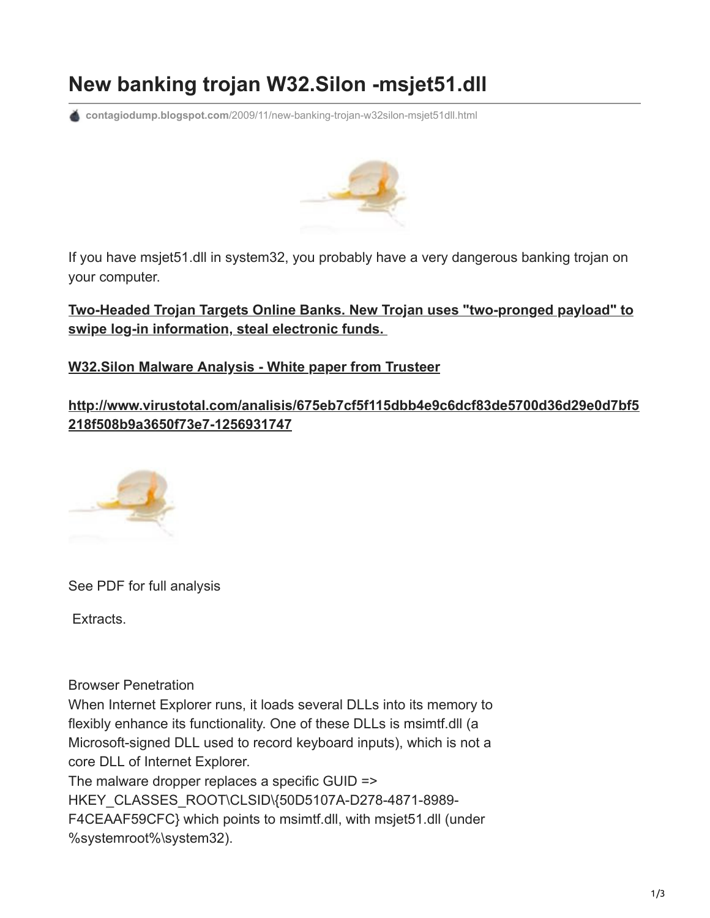# New banking trojan W32.Silon -msjet51.dll

contagiodump.blogspot.com/2009/11/new-banking-trojan-w32silon-msjet51dll.html

If you have msjet51.dll in system32, you probably have a very dangerous banking trojan on your computer.

**Two-Headed Trojan Targets Online Banks. New Trojan uses "two-pronged payload" to swipe log-in information, steal electronic funds.**

**W32.Silon Malware Analysis - White paper from Trusteer**

**http://www.virustotal.com/analisis/675eb7cf5f115dbb4e9c6dcf83de5700d36d29e0d7bf5218f508b9a3650f73e7-1256931747**

See PDF for full analysis

Extracts.

Browser Penetration
When Internet Explorer runs, it loads several DLLs into its memory to flexibly enhance its functionality. One of these DLLs is msimtf.dll (a Microsoft-signed DLL used to record keyboard inputs), which is not a core DLL of Internet Explorer.
The malware dropper replaces a specific GUID => HKEY_CLASSES_ROOT\CLSID\{50D5107A-D278-4871-8989-F4CEAAF59CFC} which points to msimtf.dll, with msjet51.dll (under %systemroot%\system32).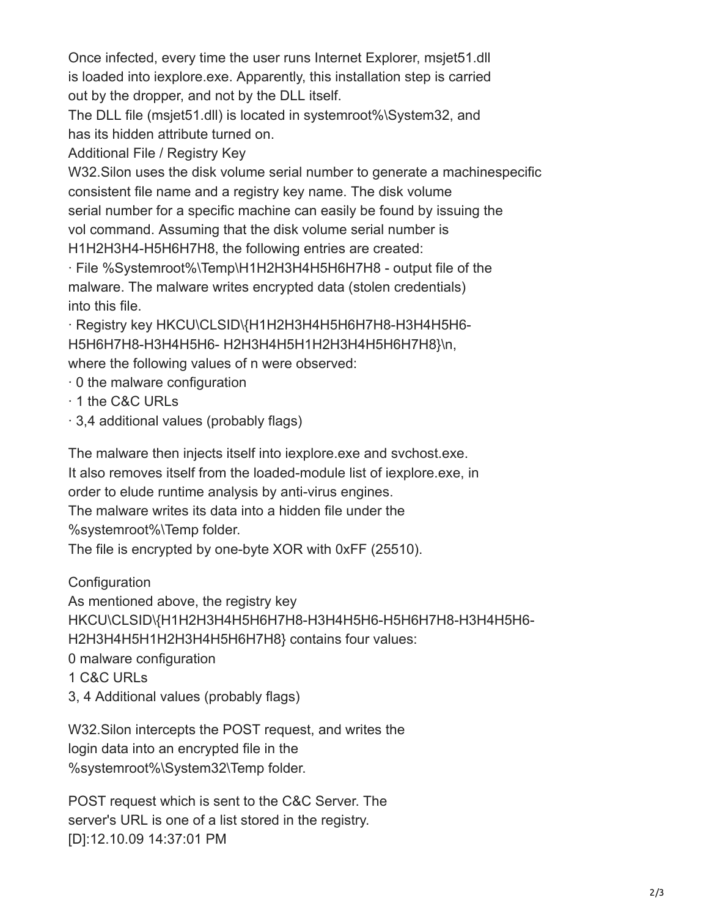Once infected, every time the user runs Internet Explorer, msjet51.dll is loaded into iexplore.exe. Apparently, this installation step is carried out by the dropper, and not by the DLL itself.

The DLL file (msjet51.dll) is located in systemroot%\System32, and has its hidden attribute turned on.

Additional File / Registry Key

W32.Silon uses the disk volume serial number to generate a machinespecific consistent file name and a registry key name. The disk volume serial number for a specific machine can easily be found by issuing the vol command. Assuming that the disk volume serial number is H1H2H3H4-H5H6H7H8, the following entries are created:

· File %Systemroot%\Temp\H1H2H3H4H5H6H7H8 - output file of the malware. The malware writes encrypted data (stolen credentials) into this file.

· Registry key HKCU\CLSID\{H1H2H3H4H5H6H7H8-H3H4H5H6-H5H6H7H8-H3H4H5H6- H2H3H4H5H1H2H3H4H5H6H7H8}\n, where the following values of n were observed:

· 0 the malware configuration

· 1 the C&C URLs

· 3,4 additional values (probably flags)

The malware then injects itself into iexplore.exe and svchost.exe. It also removes itself from the loaded-module list of iexplore.exe, in order to elude runtime analysis by anti-virus engines.

The malware writes its data into a hidden file under the %systemroot%\Temp folder.

The file is encrypted by one-byte XOR with 0xFF (25510).

Configuration

As mentioned above, the registry key HKCU\CLSID\{H1H2H3H4H5H6H7H8-H3H4H5H6-H5H6H7H8-H3H4H5H6-H2H3H4H5H1H2H3H4H5H6H7H8} contains four values:

0 malware configuration

1 C&C URLs

3, 4 Additional values (probably flags)

W32.Silon intercepts the POST request, and writes the login data into an encrypted file in the %systemroot%\System32\Temp folder.

POST request which is sent to the C&C Server. The server's URL is one of a list stored in the registry.

[D]:12.10.09 14:37:01 PM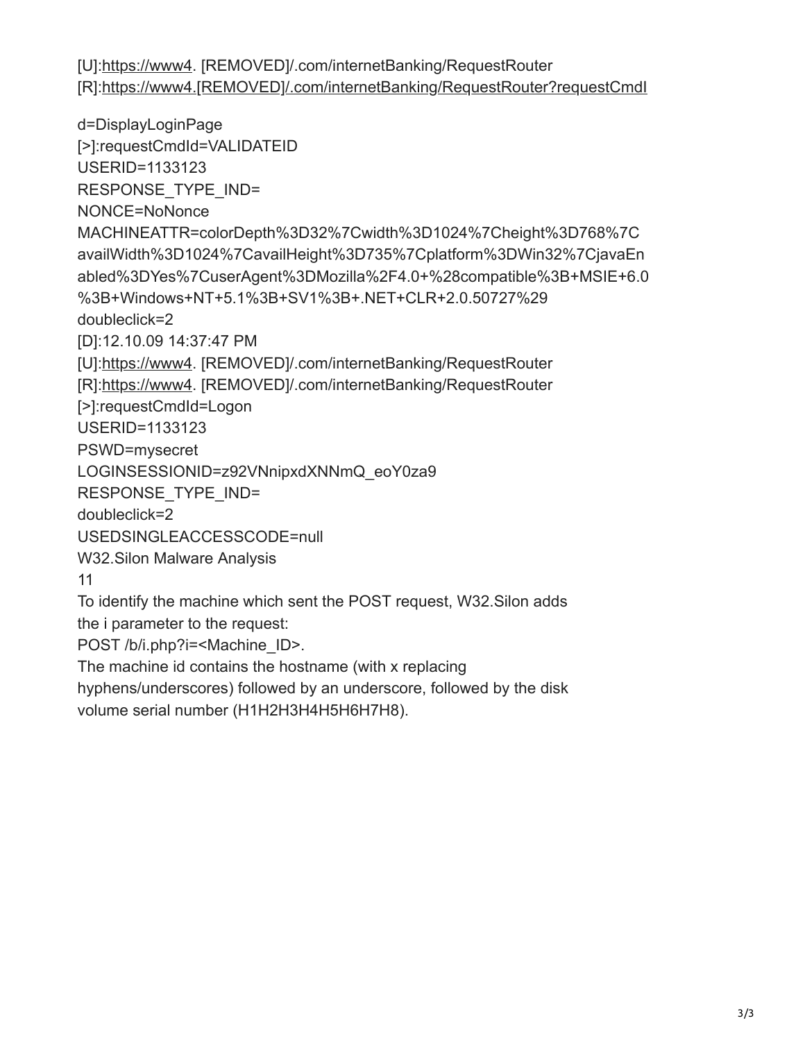[U]:https://www4. [REMOVED]/.com/internetBanking/RequestRouter
[R]:https://www4.[REMOVED]/.com/internetBanking/RequestRouter?requestCmdI

d=DisplayLoginPage
[>]:requestCmdId=VALIDATEID
USERID=1133123
RESPONSE_TYPE_IND=
NONCE=NoNonce
MACHINEATTR=colorDepth%3D32%7Cwidth%3D1024%7Cheight%3D768%7C
availWidth%3D1024%7CavailHeight%3D735%7Cplatform%3DWin32%7CjavaEn
abled%3DYes%7CuserAgent%3DMozilla%2F4.0+%28compatible%3B+MSIE+6.0
%3B+Windows+NT+5.1%3B+SV1%3B+.NET+CLR+2.0.50727%29
doubleclick=2
[D]:12.10.09 14:37:47 PM
[U]:https://www4. [REMOVED]/.com/internetBanking/RequestRouter
[R]:https://www4. [REMOVED]/.com/internetBanking/RequestRouter
[>]:requestCmdId=Logon
USERID=1133123
PSWD=mysecret
LOGINSESSIONID=z92VNnipxdXNNmQ_eoY0za9
RESPONSE_TYPE_IND=
doubleclick=2
USEDSINGLEACCESSCODE=null
W32.Silon Malware Analysis
11
To identify the machine which sent the POST request, W32.Silon adds
the i parameter to the request:
POST /b/i.php?i=<Machine_ID>.
The machine id contains the hostname (with x replacing
hyphens/underscores) followed by an underscore, followed by the disk
volume serial number (H1H2H3H4H5H6H7H8).